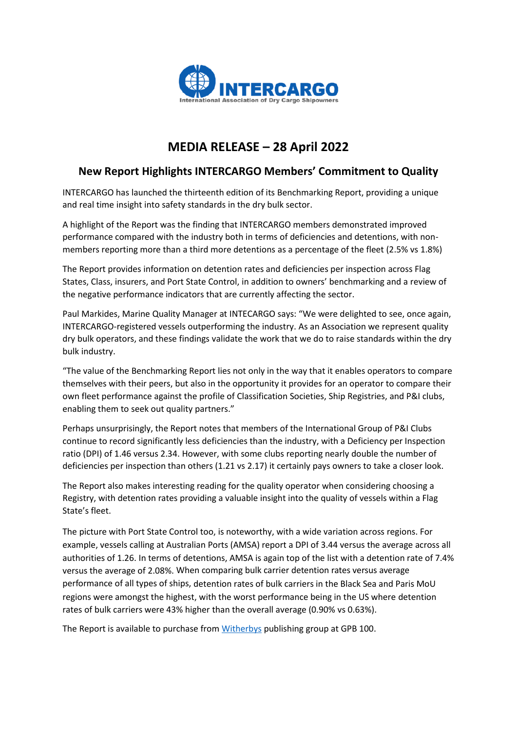INTERCARGO

International Association of Dry Cargo Shipowners

# MEDIA RELEASE – 28 April 2022

## New Report Highlights INTERCARGO Members' Commitment to Quality

INTERCARGO has launched the thirteenth edition of its Benchmarking Report, providing a unique and real time insight into safety standards in the dry bulk sector.

A highlight of the Report was the finding that INTERCARGO members demonstrated improved performance compared with the industry both in terms of deficiencies and detentions, with non-members reporting more than a third more detentions as a percentage of the fleet (2.5% vs 1.8%)

The Report provides information on detention rates and deficiencies per inspection across Flag States, Class, insurers, and Port State Control, in addition to owners' benchmarking and a review of the negative performance indicators that are currently affecting the sector.

Paul Markides, Marine Quality Manager at INTECARGO says: "We were delighted to see, once again, INTERCARGO-registered vessels outperforming the industry. As an Association we represent quality dry bulk operators, and these findings validate the work that we do to raise standards within the dry bulk industry.

"The value of the Benchmarking Report lies not only in the way that it enables operators to compare themselves with their peers, but also in the opportunity it provides for an operator to compare their own fleet performance against the profile of Classification Societies, Ship Registries, and P&I clubs, enabling them to seek out quality partners."

Perhaps unsurprisingly, the Report notes that members of the International Group of P&I Clubs continue to record significantly less deficiencies than the industry, with a Deficiency per Inspection ratio (DPI) of 1.46 versus 2.34. However, with some clubs reporting nearly double the number of deficiencies per inspection than others (1.21 vs 2.17) it certainly pays owners to take a closer look.

The Report also makes interesting reading for the quality operator when considering choosing a Registry, with detention rates providing a valuable insight into the quality of vessels within a Flag State's fleet.

The picture with Port State Control too, is noteworthy, with a wide variation across regions. For example, vessels calling at Australian Ports (AMSA) report a DPI of 3.44 versus the average across all authorities of 1.26. In terms of detentions, AMSA is again top of the list with a detention rate of 7.4% versus the average of 2.08%. When comparing bulk carrier detention rates versus average performance of all types of ships, detention rates of bulk carriers in the Black Sea and Paris MoU regions were amongst the highest, with the worst performance being in the US where detention rates of bulk carriers were 43% higher than the overall average (0.90% vs 0.63%).

The Report is available to purchase from Witherbys publishing group at GPB 100.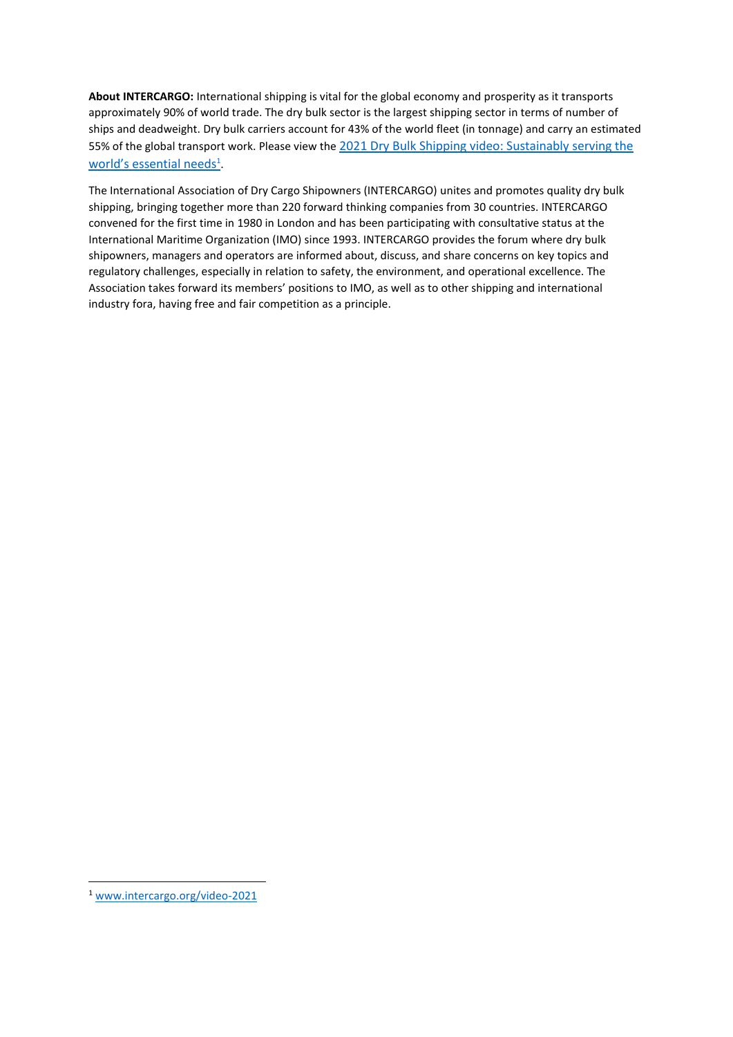**About INTERCARGO:** International shipping is vital for the global economy and prosperity as it transports approximately 90% of world trade. The dry bulk sector is the largest shipping sector in terms of number of ships and deadweight. Dry bulk carriers account for 43% of the world fleet (in tonnage) and carry an estimated 55% of the global transport work. Please view the [2021 Dry Bulk Shipping video: Sustainably serving the world's essential needs](http://www.intercargo.org/video-2021)[1].

The International Association of Dry Cargo Shipowners (INTERCARGO) unites and promotes quality dry bulk shipping, bringing together more than 220 forward thinking companies from 30 countries. INTERCARGO convened for the first time in 1980 in London and has been participating with consultative status at the International Maritime Organization (IMO) since 1993. INTERCARGO provides the forum where dry bulk shipowners, managers and operators are informed about, discuss, and share concerns on key topics and regulatory challenges, especially in relation to safety, the environment, and operational excellence. The Association takes forward its members' positions to IMO, as well as to other shipping and international industry fora, having free and fair competition as a principle.

---

[1] [www.intercargo.org/video-2021](http://www.intercargo.org/video-2021)